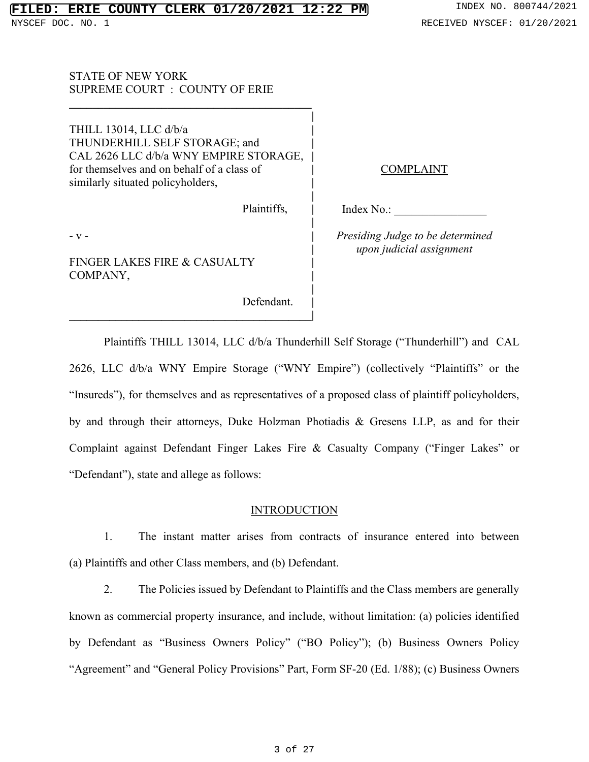STATE OF NEW YORK
SUPREME COURT : COUNTY OF ERIE

THILL 13014, LLC d/b/a THUNDERHILL SELF STORAGE; and CAL 2626 LLC d/b/a WNY EMPIRE STORAGE, for themselves and on behalf of a class of similarly situated policyholders,

Plaintiffs,

- v -

FINGER LAKES FIRE & CASUALTY COMPANY,

Defendant.

COMPLAINT

Index No.: ________________

*Presiding Judge to be determined upon judicial assignment*

Plaintiffs THILL 13014, LLC d/b/a Thunderhill Self Storage ("Thunderhill") and CAL 2626, LLC d/b/a WNY Empire Storage ("WNY Empire") (collectively "Plaintiffs" or the "Insureds"), for themselves and as representatives of a proposed class of plaintiff policyholders, by and through their attorneys, Duke Holzman Photiadis & Gresens LLP, as and for their Complaint against Defendant Finger Lakes Fire & Casualty Company ("Finger Lakes" or "Defendant"), state and allege as follows:

## INTRODUCTION

1. The instant matter arises from contracts of insurance entered into between (a) Plaintiffs and other Class members, and (b) Defendant.

2. The Policies issued by Defendant to Plaintiffs and the Class members are generally known as commercial property insurance, and include, without limitation: (a) policies identified by Defendant as "Business Owners Policy" ("BO Policy"); (b) Business Owners Policy "Agreement" and "General Policy Provisions" Part, Form SF-20 (Ed. 1/88); (c) Business Owners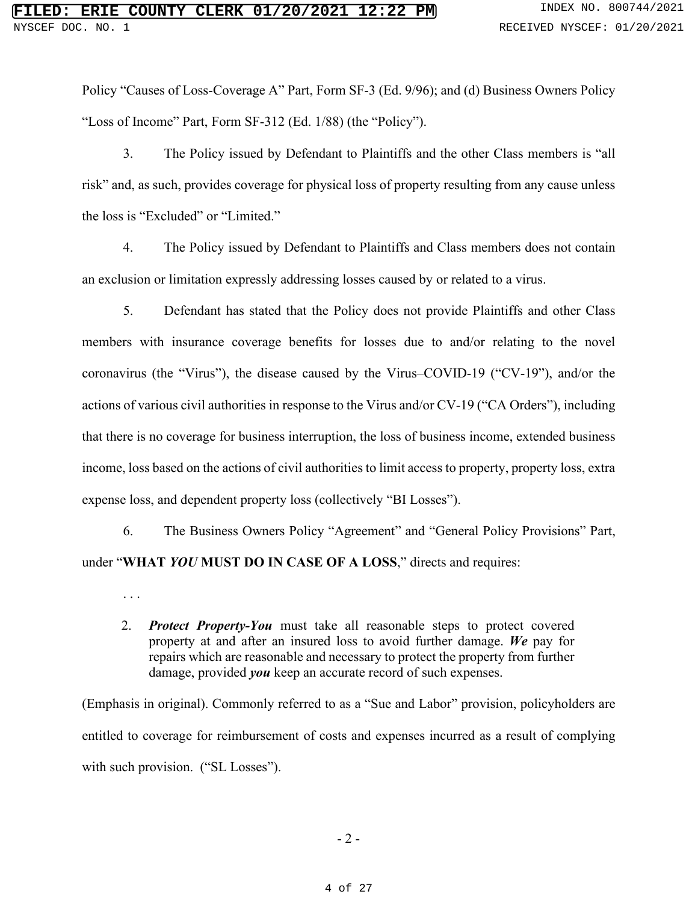Policy "Causes of Loss-Coverage A" Part, Form SF-3 (Ed. 9/96); and (d) Business Owners Policy "Loss of Income" Part, Form SF-312 (Ed. 1/88) (the "Policy").

3. The Policy issued by Defendant to Plaintiffs and the other Class members is "all risk" and, as such, provides coverage for physical loss of property resulting from any cause unless the loss is "Excluded" or "Limited."

4. The Policy issued by Defendant to Plaintiffs and Class members does not contain an exclusion or limitation expressly addressing losses caused by or related to a virus.

5. Defendant has stated that the Policy does not provide Plaintiffs and other Class members with insurance coverage benefits for losses due to and/or relating to the novel coronavirus (the "Virus"), the disease caused by the Virus–COVID-19 ("CV-19"), and/or the actions of various civil authorities in response to the Virus and/or CV-19 ("CA Orders"), including that there is no coverage for business interruption, the loss of business income, extended business income, loss based on the actions of civil authorities to limit access to property, property loss, extra expense loss, and dependent property loss (collectively "BI Losses").

6. The Business Owners Policy "Agreement" and "General Policy Provisions" Part, under "**WHAT *YOU* MUST DO IN CASE OF A LOSS**," directs and requires:

> . . .
>
> 2. ***Protect Property-You*** must take all reasonable steps to protect covered property at and after an insured loss to avoid further damage. ***We*** pay for repairs which are reasonable and necessary to protect the property from further damage, provided ***you*** keep an accurate record of such expenses.

(Emphasis in original). Commonly referred to as a "Sue and Labor" provision, policyholders are entitled to coverage for reimbursement of costs and expenses incurred as a result of complying with such provision. ("SL Losses").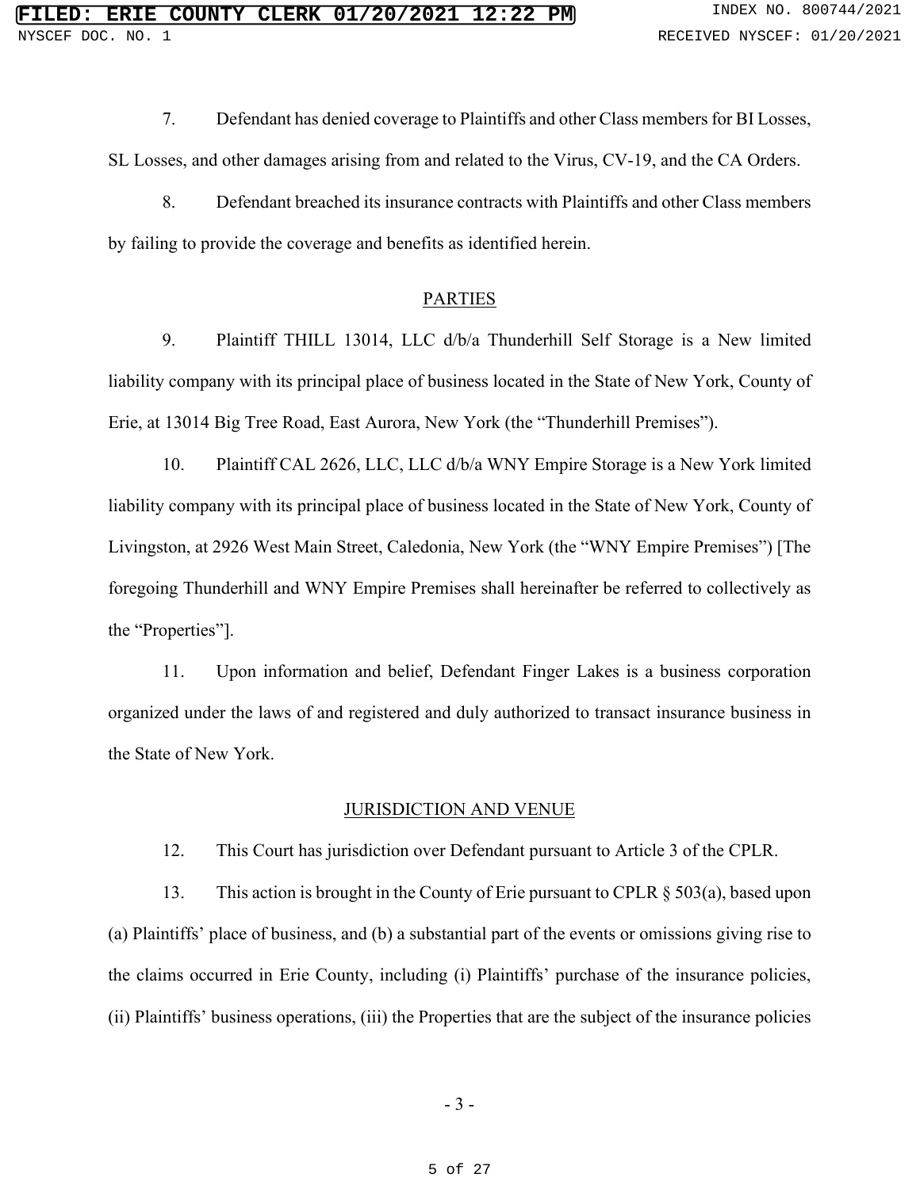7. Defendant has denied coverage to Plaintiffs and other Class members for BI Losses, SL Losses, and other damages arising from and related to the Virus, CV-19, and the CA Orders.

8. Defendant breached its insurance contracts with Plaintiffs and other Class members by failing to provide the coverage and benefits as identified herein.

## PARTIES

9. Plaintiff THILL 13014, LLC d/b/a Thunderhill Self Storage is a New limited liability company with its principal place of business located in the State of New York, County of Erie, at 13014 Big Tree Road, East Aurora, New York (the "Thunderhill Premises").

10. Plaintiff CAL 2626, LLC, LLC d/b/a WNY Empire Storage is a New York limited liability company with its principal place of business located in the State of New York, County of Livingston, at 2926 West Main Street, Caledonia, New York (the "WNY Empire Premises") [The foregoing Thunderhill and WNY Empire Premises shall hereinafter be referred to collectively as the "Properties"].

11. Upon information and belief, Defendant Finger Lakes is a business corporation organized under the laws of and registered and duly authorized to transact insurance business in the State of New York.

## JURISDICTION AND VENUE

12. This Court has jurisdiction over Defendant pursuant to Article 3 of the CPLR.

13. This action is brought in the County of Erie pursuant to CPLR § 503(a), based upon (a) Plaintiffs' place of business, and (b) a substantial part of the events or omissions giving rise to the claims occurred in Erie County, including (i) Plaintiffs' purchase of the insurance policies, (ii) Plaintiffs' business operations, (iii) the Properties that are the subject of the insurance policies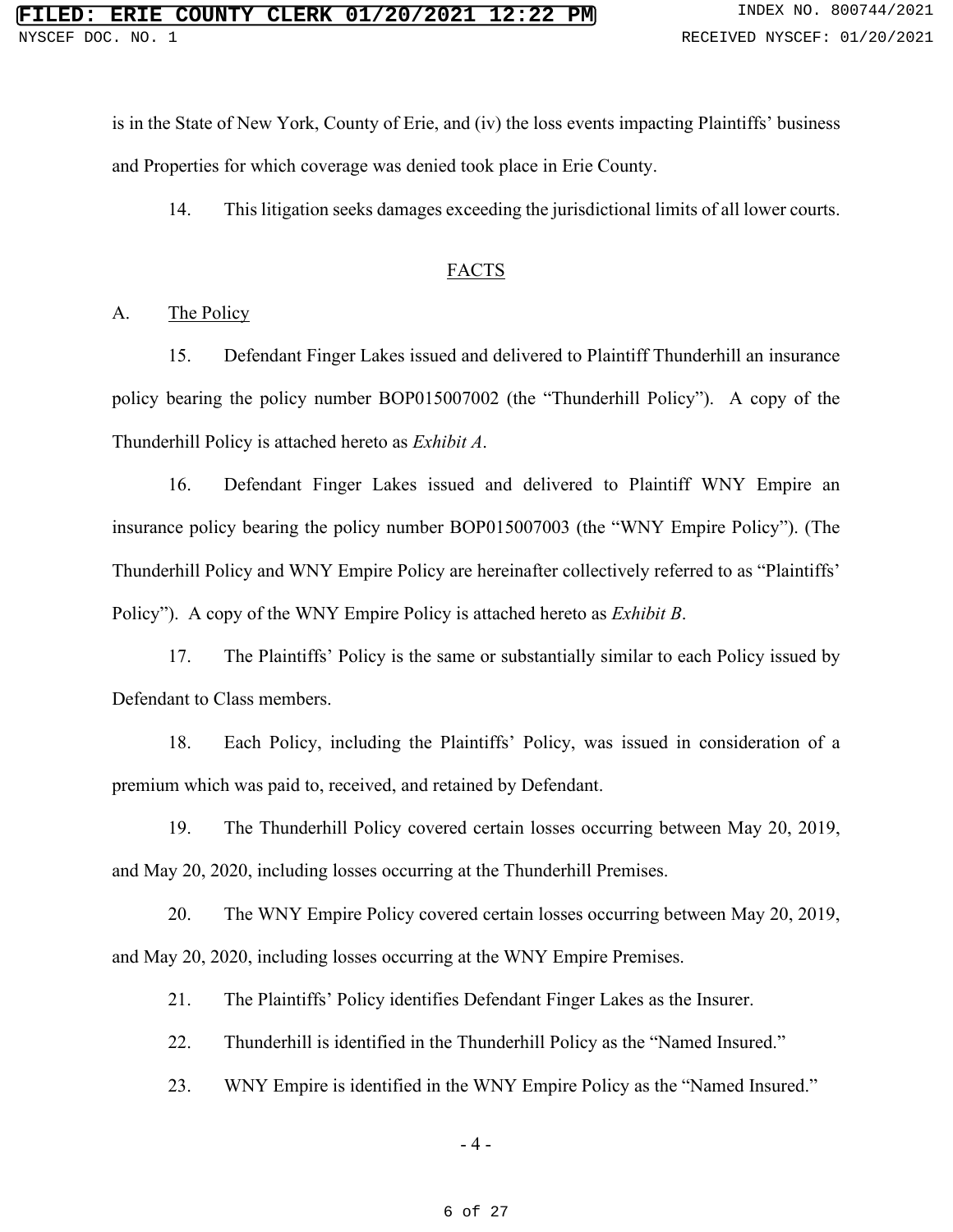is in the State of New York, County of Erie, and (iv) the loss events impacting Plaintiffs' business and Properties for which coverage was denied took place in Erie County.

14. This litigation seeks damages exceeding the jurisdictional limits of all lower courts.

## FACTS

### A. The Policy

15. Defendant Finger Lakes issued and delivered to Plaintiff Thunderhill an insurance policy bearing the policy number BOP015007002 (the "Thunderhill Policy"). A copy of the Thunderhill Policy is attached hereto as *Exhibit A*.

16. Defendant Finger Lakes issued and delivered to Plaintiff WNY Empire an insurance policy bearing the policy number BOP015007003 (the "WNY Empire Policy"). (The Thunderhill Policy and WNY Empire Policy are hereinafter collectively referred to as "Plaintiffs' Policy"). A copy of the WNY Empire Policy is attached hereto as *Exhibit B*.

17. The Plaintiffs' Policy is the same or substantially similar to each Policy issued by Defendant to Class members.

18. Each Policy, including the Plaintiffs' Policy, was issued in consideration of a premium which was paid to, received, and retained by Defendant.

19. The Thunderhill Policy covered certain losses occurring between May 20, 2019, and May 20, 2020, including losses occurring at the Thunderhill Premises.

20. The WNY Empire Policy covered certain losses occurring between May 20, 2019, and May 20, 2020, including losses occurring at the WNY Empire Premises.

21. The Plaintiffs' Policy identifies Defendant Finger Lakes as the Insurer.

22. Thunderhill is identified in the Thunderhill Policy as the "Named Insured."

23. WNY Empire is identified in the WNY Empire Policy as the "Named Insured."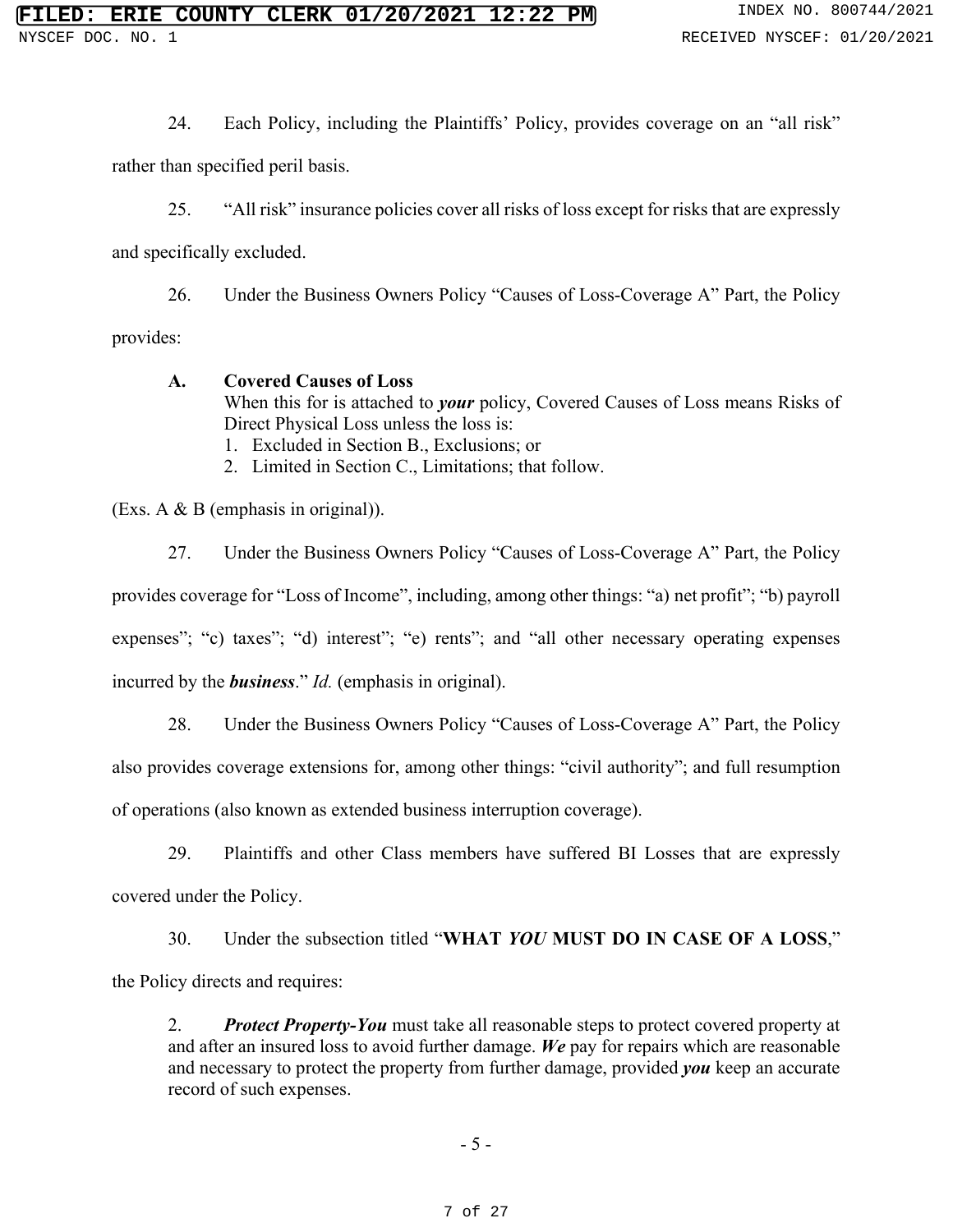24. Each Policy, including the Plaintiffs' Policy, provides coverage on an "all risk" rather than specified peril basis.

25. "All risk" insurance policies cover all risks of loss except for risks that are expressly and specifically excluded.

26. Under the Business Owners Policy "Causes of Loss-Coverage A" Part, the Policy provides:

> **A. Covered Causes of Loss**
> When this for is attached to ***your*** policy, Covered Causes of Loss means Risks of Direct Physical Loss unless the loss is:
> 1. Excluded in Section B., Exclusions; or
> 2. Limited in Section C., Limitations; that follow.

(Exs. A & B (emphasis in original)).

27. Under the Business Owners Policy "Causes of Loss-Coverage A" Part, the Policy provides coverage for "Loss of Income", including, among other things: "a) net profit"; "b) payroll expenses"; "c) taxes"; "d) interest"; "e) rents"; and "all other necessary operating expenses incurred by the ***business***." *Id.* (emphasis in original).

28. Under the Business Owners Policy "Causes of Loss-Coverage A" Part, the Policy also provides coverage extensions for, among other things: "civil authority"; and full resumption of operations (also known as extended business interruption coverage).

29. Plaintiffs and other Class members have suffered BI Losses that are expressly covered under the Policy.

30. Under the subsection titled "**WHAT *YOU* MUST DO IN CASE OF A LOSS**," the Policy directs and requires:

> 2. ***Protect Property-You*** must take all reasonable steps to protect covered property at and after an insured loss to avoid further damage. ***We*** pay for repairs which are reasonable and necessary to protect the property from further damage, provided ***you*** keep an accurate record of such expenses.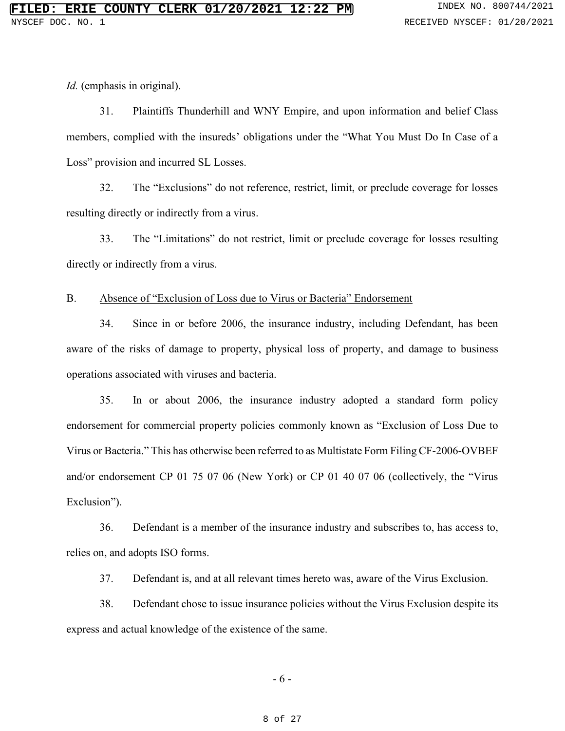*Id.* (emphasis in original).

31. Plaintiffs Thunderhill and WNY Empire, and upon information and belief Class members, complied with the insureds' obligations under the "What You Must Do In Case of a Loss" provision and incurred SL Losses.

32. The "Exclusions" do not reference, restrict, limit, or preclude coverage for losses resulting directly or indirectly from a virus.

33. The "Limitations" do not restrict, limit or preclude coverage for losses resulting directly or indirectly from a virus.

B. <u>Absence of "Exclusion of Loss due to Virus or Bacteria" Endorsement</u>

34. Since in or before 2006, the insurance industry, including Defendant, has been aware of the risks of damage to property, physical loss of property, and damage to business operations associated with viruses and bacteria.

35. In or about 2006, the insurance industry adopted a standard form policy endorsement for commercial property policies commonly known as "Exclusion of Loss Due to Virus or Bacteria." This has otherwise been referred to as Multistate Form Filing CF-2006-OVBEF and/or endorsement CP 01 75 07 06 (New York) or CP 01 40 07 06 (collectively, the "Virus Exclusion").

36. Defendant is a member of the insurance industry and subscribes to, has access to, relies on, and adopts ISO forms.

37. Defendant is, and at all relevant times hereto was, aware of the Virus Exclusion.

38. Defendant chose to issue insurance policies without the Virus Exclusion despite its express and actual knowledge of the existence of the same.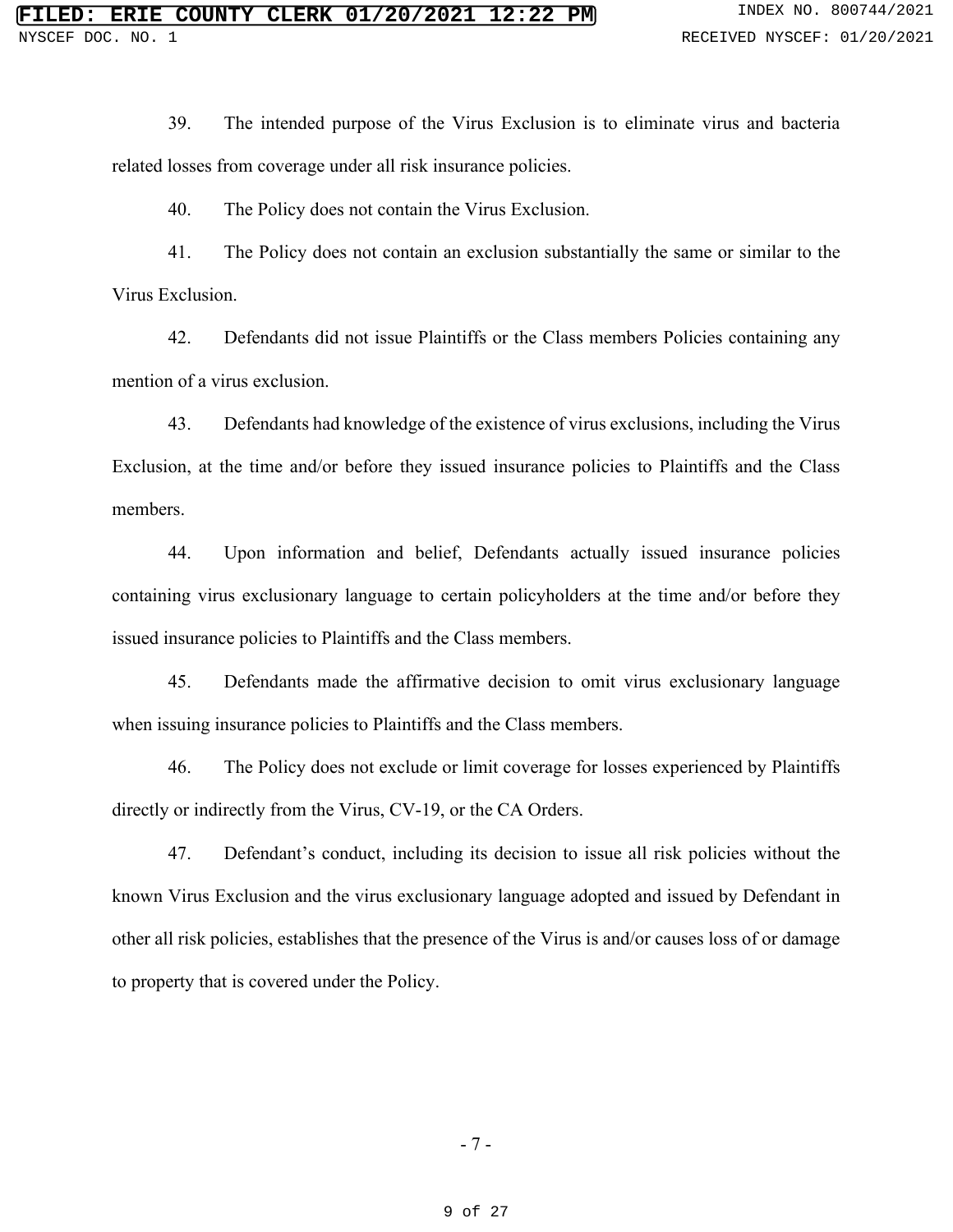39. The intended purpose of the Virus Exclusion is to eliminate virus and bacteria related losses from coverage under all risk insurance policies.

40. The Policy does not contain the Virus Exclusion.

41. The Policy does not contain an exclusion substantially the same or similar to the Virus Exclusion.

42. Defendants did not issue Plaintiffs or the Class members Policies containing any mention of a virus exclusion.

43. Defendants had knowledge of the existence of virus exclusions, including the Virus Exclusion, at the time and/or before they issued insurance policies to Plaintiffs and the Class members.

44. Upon information and belief, Defendants actually issued insurance policies containing virus exclusionary language to certain policyholders at the time and/or before they issued insurance policies to Plaintiffs and the Class members.

45. Defendants made the affirmative decision to omit virus exclusionary language when issuing insurance policies to Plaintiffs and the Class members.

46. The Policy does not exclude or limit coverage for losses experienced by Plaintiffs directly or indirectly from the Virus, CV-19, or the CA Orders.

47. Defendant's conduct, including its decision to issue all risk policies without the known Virus Exclusion and the virus exclusionary language adopted and issued by Defendant in other all risk policies, establishes that the presence of the Virus is and/or causes loss of or damage to property that is covered under the Policy.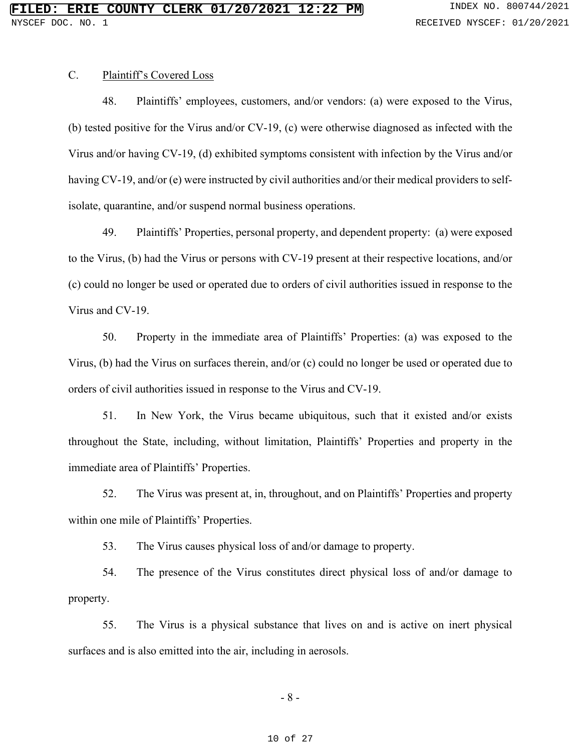C. Plaintiff's Covered Loss

48. Plaintiffs' employees, customers, and/or vendors: (a) were exposed to the Virus, (b) tested positive for the Virus and/or CV-19, (c) were otherwise diagnosed as infected with the Virus and/or having CV-19, (d) exhibited symptoms consistent with infection by the Virus and/or having CV-19, and/or (e) were instructed by civil authorities and/or their medical providers to self-isolate, quarantine, and/or suspend normal business operations.

49. Plaintiffs' Properties, personal property, and dependent property: (a) were exposed to the Virus, (b) had the Virus or persons with CV-19 present at their respective locations, and/or (c) could no longer be used or operated due to orders of civil authorities issued in response to the Virus and CV-19.

50. Property in the immediate area of Plaintiffs' Properties: (a) was exposed to the Virus, (b) had the Virus on surfaces therein, and/or (c) could no longer be used or operated due to orders of civil authorities issued in response to the Virus and CV-19.

51. In New York, the Virus became ubiquitous, such that it existed and/or exists throughout the State, including, without limitation, Plaintiffs' Properties and property in the immediate area of Plaintiffs' Properties.

52. The Virus was present at, in, throughout, and on Plaintiffs' Properties and property within one mile of Plaintiffs' Properties.

53. The Virus causes physical loss of and/or damage to property.

54. The presence of the Virus constitutes direct physical loss of and/or damage to property.

55. The Virus is a physical substance that lives on and is active on inert physical surfaces and is also emitted into the air, including in aerosols.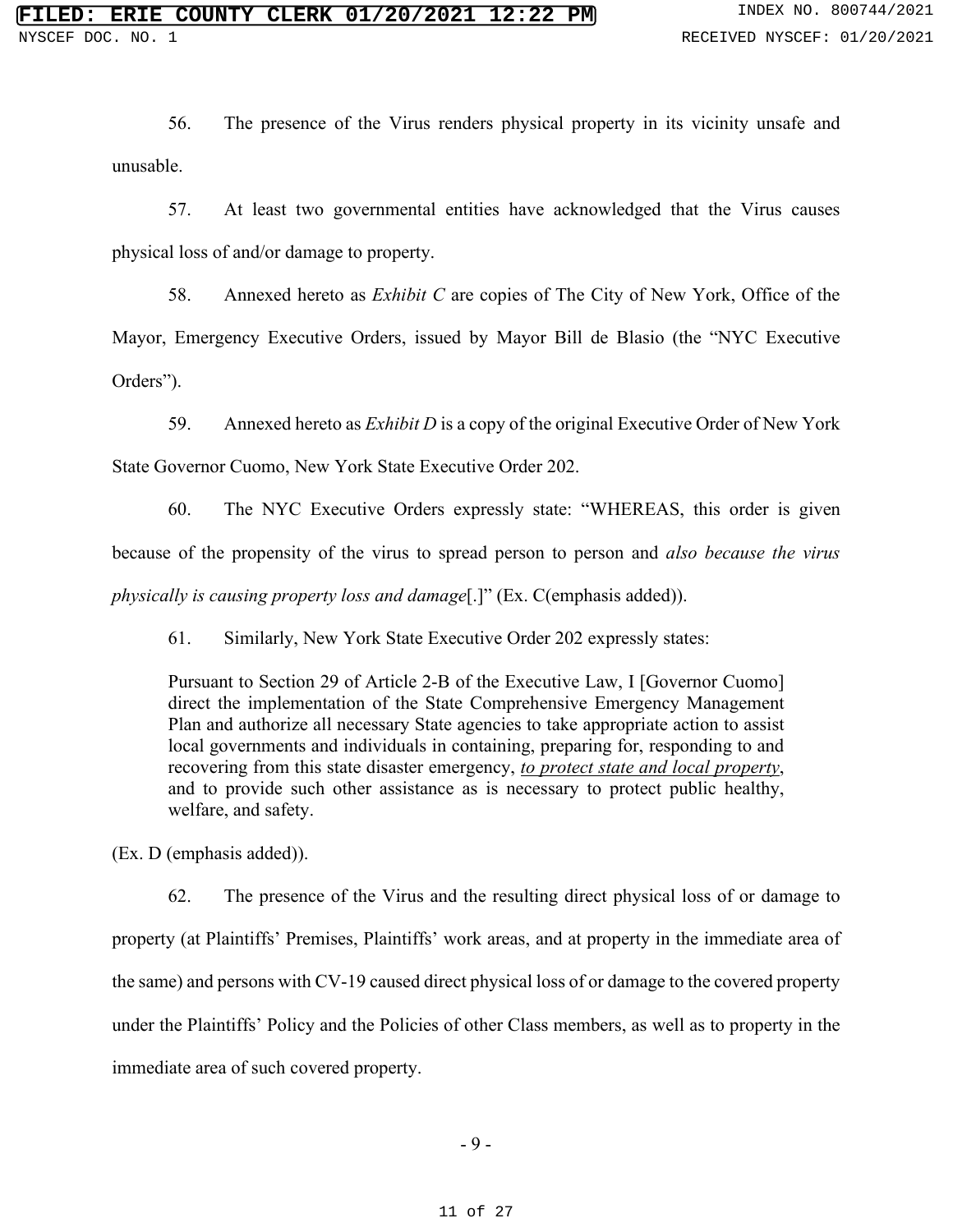56. The presence of the Virus renders physical property in its vicinity unsafe and unusable.

57. At least two governmental entities have acknowledged that the Virus causes physical loss of and/or damage to property.

58. Annexed hereto as *Exhibit C* are copies of The City of New York, Office of the Mayor, Emergency Executive Orders, issued by Mayor Bill de Blasio (the "NYC Executive Orders").

59. Annexed hereto as *Exhibit D* is a copy of the original Executive Order of New York State Governor Cuomo, New York State Executive Order 202.

60. The NYC Executive Orders expressly state: "WHEREAS, this order is given because of the propensity of the virus to spread person to person and *also because the virus physically is causing property loss and damage*[.]" (Ex. C(emphasis added)).

61. Similarly, New York State Executive Order 202 expressly states:

> Pursuant to Section 29 of Article 2-B of the Executive Law, I [Governor Cuomo] direct the implementation of the State Comprehensive Emergency Management Plan and authorize all necessary State agencies to take appropriate action to assist local governments and individuals in containing, preparing for, responding to and recovering from this state disaster emergency, <u>*to protect state and local property*</u>, and to provide such other assistance as is necessary to protect public healthy, welfare, and safety.

(Ex. D (emphasis added)).

62. The presence of the Virus and the resulting direct physical loss of or damage to property (at Plaintiffs' Premises, Plaintiffs' work areas, and at property in the immediate area of the same) and persons with CV-19 caused direct physical loss of or damage to the covered property under the Plaintiffs' Policy and the Policies of other Class members, as well as to property in the immediate area of such covered property.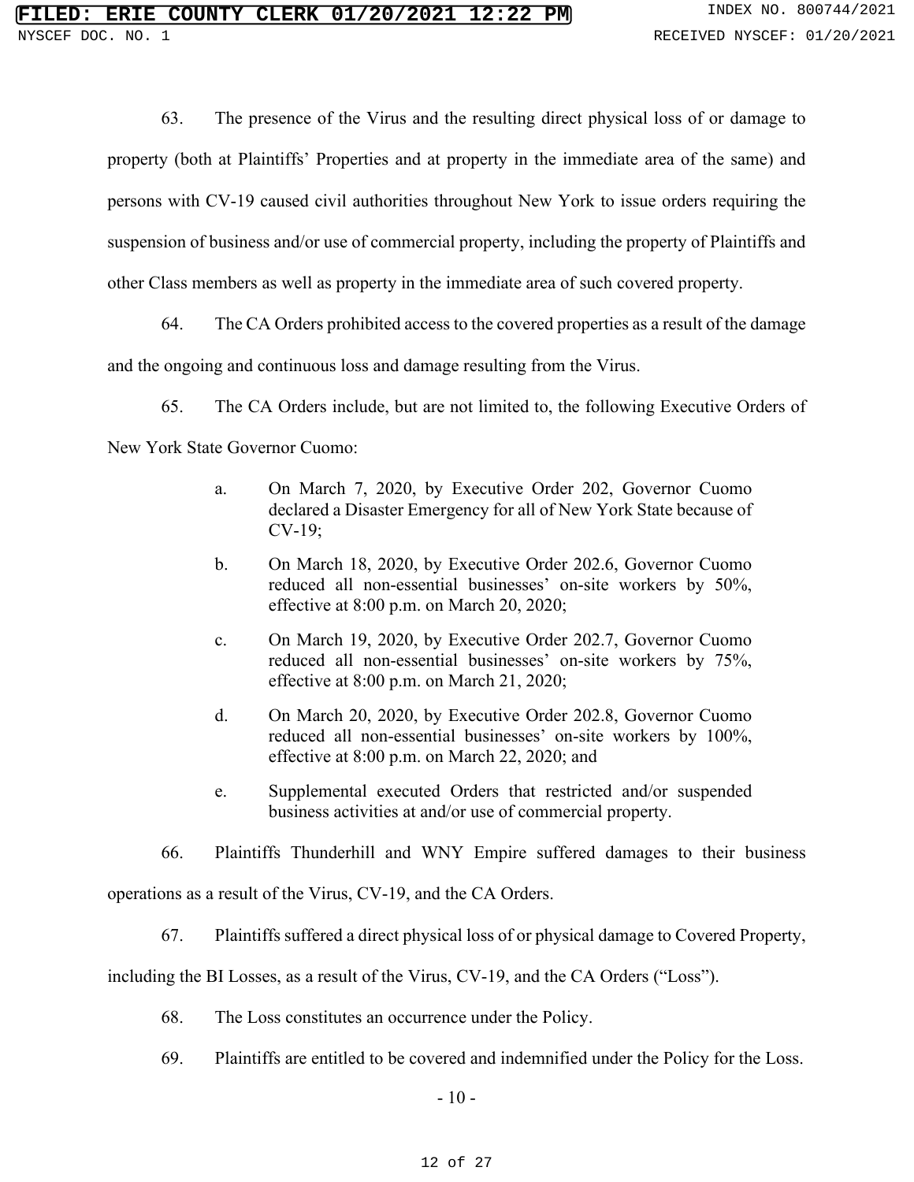63. The presence of the Virus and the resulting direct physical loss of or damage to property (both at Plaintiffs' Properties and at property in the immediate area of the same) and persons with CV-19 caused civil authorities throughout New York to issue orders requiring the suspension of business and/or use of commercial property, including the property of Plaintiffs and other Class members as well as property in the immediate area of such covered property.

64. The CA Orders prohibited access to the covered properties as a result of the damage and the ongoing and continuous loss and damage resulting from the Virus.

65. The CA Orders include, but are not limited to, the following Executive Orders of New York State Governor Cuomo:

> a. On March 7, 2020, by Executive Order 202, Governor Cuomo declared a Disaster Emergency for all of New York State because of CV-19;
>
> b. On March 18, 2020, by Executive Order 202.6, Governor Cuomo reduced all non-essential businesses' on-site workers by 50%, effective at 8:00 p.m. on March 20, 2020;
>
> c. On March 19, 2020, by Executive Order 202.7, Governor Cuomo reduced all non-essential businesses' on-site workers by 75%, effective at 8:00 p.m. on March 21, 2020;
>
> d. On March 20, 2020, by Executive Order 202.8, Governor Cuomo reduced all non-essential businesses' on-site workers by 100%, effective at 8:00 p.m. on March 22, 2020; and
>
> e. Supplemental executed Orders that restricted and/or suspended business activities at and/or use of commercial property.

66. Plaintiffs Thunderhill and WNY Empire suffered damages to their business operations as a result of the Virus, CV-19, and the CA Orders.

67. Plaintiffs suffered a direct physical loss of or physical damage to Covered Property, including the BI Losses, as a result of the Virus, CV-19, and the CA Orders ("Loss").

68. The Loss constitutes an occurrence under the Policy.

69. Plaintiffs are entitled to be covered and indemnified under the Policy for the Loss.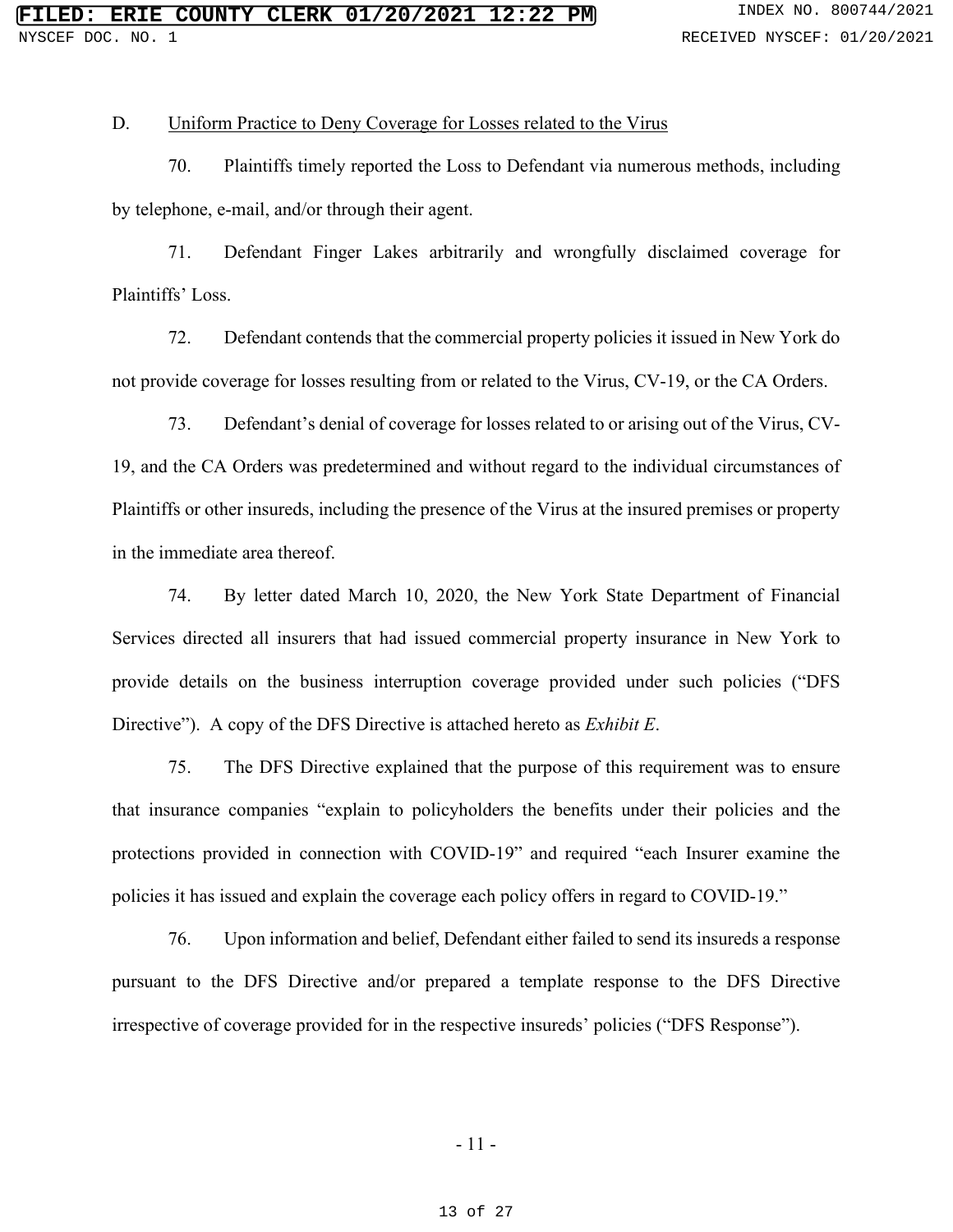D. Uniform Practice to Deny Coverage for Losses related to the Virus

70. Plaintiffs timely reported the Loss to Defendant via numerous methods, including by telephone, e-mail, and/or through their agent.

71. Defendant Finger Lakes arbitrarily and wrongfully disclaimed coverage for Plaintiffs' Loss.

72. Defendant contends that the commercial property policies it issued in New York do not provide coverage for losses resulting from or related to the Virus, CV-19, or the CA Orders.

73. Defendant's denial of coverage for losses related to or arising out of the Virus, CV-19, and the CA Orders was predetermined and without regard to the individual circumstances of Plaintiffs or other insureds, including the presence of the Virus at the insured premises or property in the immediate area thereof.

74. By letter dated March 10, 2020, the New York State Department of Financial Services directed all insurers that had issued commercial property insurance in New York to provide details on the business interruption coverage provided under such policies ("DFS Directive"). A copy of the DFS Directive is attached hereto as *Exhibit E*.

75. The DFS Directive explained that the purpose of this requirement was to ensure that insurance companies "explain to policyholders the benefits under their policies and the protections provided in connection with COVID-19" and required "each Insurer examine the policies it has issued and explain the coverage each policy offers in regard to COVID-19."

76. Upon information and belief, Defendant either failed to send its insureds a response pursuant to the DFS Directive and/or prepared a template response to the DFS Directive irrespective of coverage provided for in the respective insureds' policies ("DFS Response").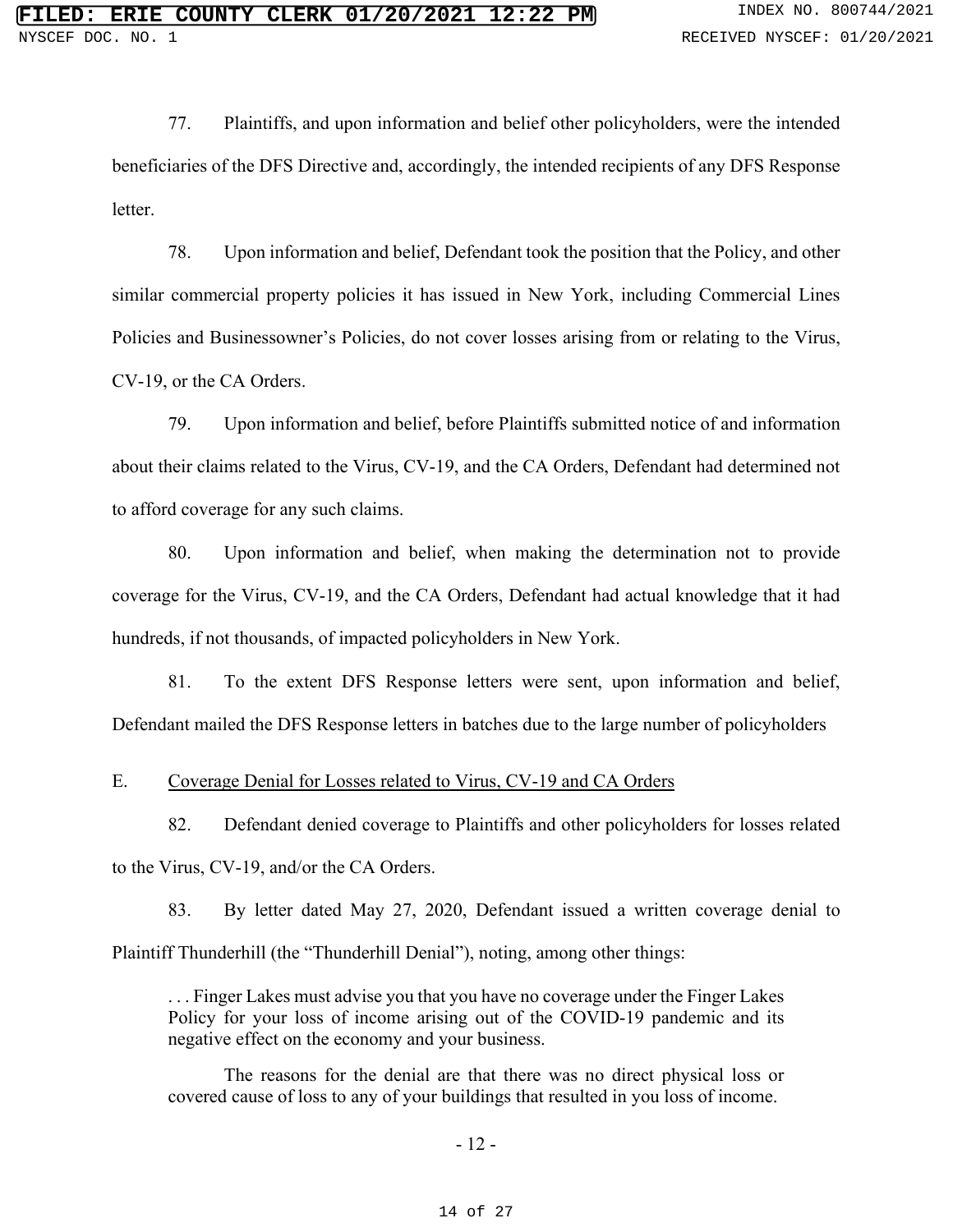77. Plaintiffs, and upon information and belief other policyholders, were the intended beneficiaries of the DFS Directive and, accordingly, the intended recipients of any DFS Response letter.

78. Upon information and belief, Defendant took the position that the Policy, and other similar commercial property policies it has issued in New York, including Commercial Lines Policies and Businessowner's Policies, do not cover losses arising from or relating to the Virus, CV-19, or the CA Orders.

79. Upon information and belief, before Plaintiffs submitted notice of and information about their claims related to the Virus, CV-19, and the CA Orders, Defendant had determined not to afford coverage for any such claims.

80. Upon information and belief, when making the determination not to provide coverage for the Virus, CV-19, and the CA Orders, Defendant had actual knowledge that it had hundreds, if not thousands, of impacted policyholders in New York.

81. To the extent DFS Response letters were sent, upon information and belief, Defendant mailed the DFS Response letters in batches due to the large number of policyholders

E. Coverage Denial for Losses related to Virus, CV-19 and CA Orders

82. Defendant denied coverage to Plaintiffs and other policyholders for losses related to the Virus, CV-19, and/or the CA Orders.

83. By letter dated May 27, 2020, Defendant issued a written coverage denial to Plaintiff Thunderhill (the "Thunderhill Denial"), noting, among other things:

> . . . Finger Lakes must advise you that you have no coverage under the Finger Lakes Policy for your loss of income arising out of the COVID-19 pandemic and its negative effect on the economy and your business.
>
> The reasons for the denial are that there was no direct physical loss or covered cause of loss to any of your buildings that resulted in you loss of income.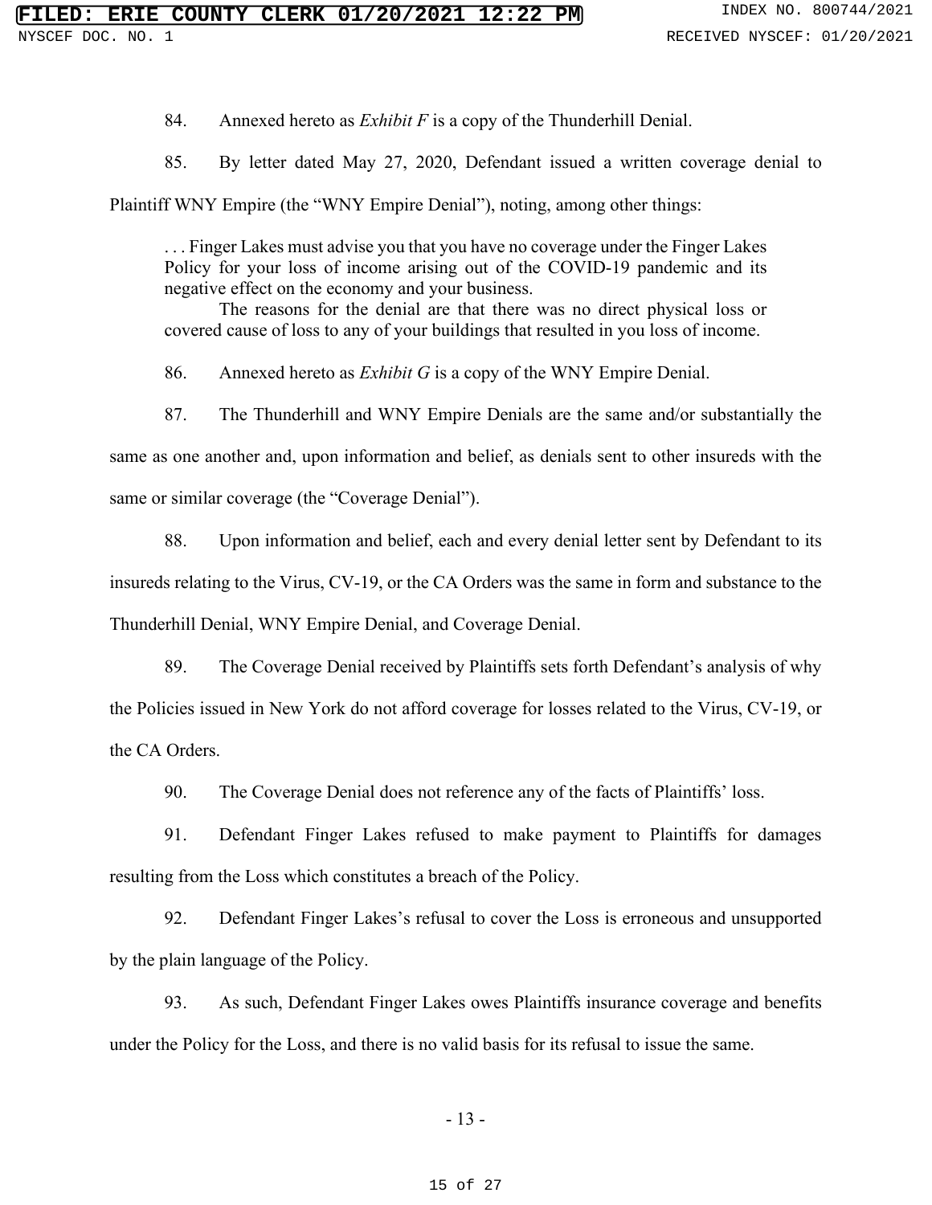84. Annexed hereto as *Exhibit F* is a copy of the Thunderhill Denial.

85. By letter dated May 27, 2020, Defendant issued a written coverage denial to Plaintiff WNY Empire (the "WNY Empire Denial"), noting, among other things:

> . . . Finger Lakes must advise you that you have no coverage under the Finger Lakes Policy for your loss of income arising out of the COVID-19 pandemic and its negative effect on the economy and your business.
>
> The reasons for the denial are that there was no direct physical loss or covered cause of loss to any of your buildings that resulted in you loss of income.

86. Annexed hereto as *Exhibit G* is a copy of the WNY Empire Denial.

87. The Thunderhill and WNY Empire Denials are the same and/or substantially the same as one another and, upon information and belief, as denials sent to other insureds with the same or similar coverage (the "Coverage Denial").

88. Upon information and belief, each and every denial letter sent by Defendant to its insureds relating to the Virus, CV-19, or the CA Orders was the same in form and substance to the Thunderhill Denial, WNY Empire Denial, and Coverage Denial.

89. The Coverage Denial received by Plaintiffs sets forth Defendant's analysis of why the Policies issued in New York do not afford coverage for losses related to the Virus, CV-19, or the CA Orders.

90. The Coverage Denial does not reference any of the facts of Plaintiffs' loss.

91. Defendant Finger Lakes refused to make payment to Plaintiffs for damages resulting from the Loss which constitutes a breach of the Policy.

92. Defendant Finger Lakes's refusal to cover the Loss is erroneous and unsupported by the plain language of the Policy.

93. As such, Defendant Finger Lakes owes Plaintiffs insurance coverage and benefits under the Policy for the Loss, and there is no valid basis for its refusal to issue the same.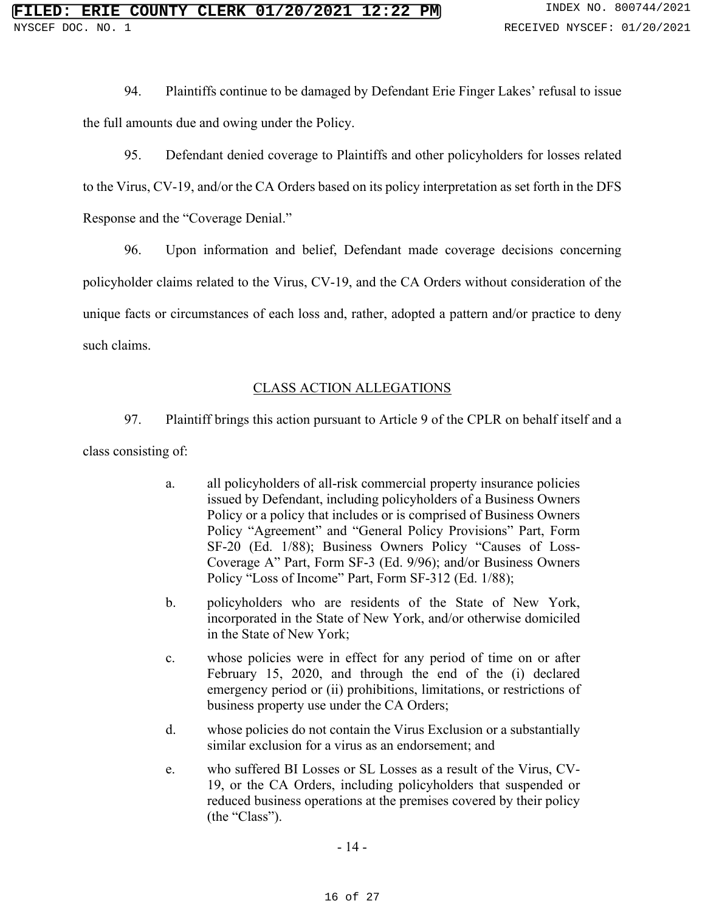94. Plaintiffs continue to be damaged by Defendant Erie Finger Lakes' refusal to issue the full amounts due and owing under the Policy.

95. Defendant denied coverage to Plaintiffs and other policyholders for losses related to the Virus, CV-19, and/or the CA Orders based on its policy interpretation as set forth in the DFS Response and the "Coverage Denial."

96. Upon information and belief, Defendant made coverage decisions concerning policyholder claims related to the Virus, CV-19, and the CA Orders without consideration of the unique facts or circumstances of each loss and, rather, adopted a pattern and/or practice to deny such claims.

## CLASS ACTION ALLEGATIONS

97. Plaintiff brings this action pursuant to Article 9 of the CPLR on behalf itself and a class consisting of:

a. all policyholders of all-risk commercial property insurance policies issued by Defendant, including policyholders of a Business Owners Policy or a policy that includes or is comprised of Business Owners Policy "Agreement" and "General Policy Provisions" Part, Form SF-20 (Ed. 1/88); Business Owners Policy "Causes of Loss-Coverage A" Part, Form SF-3 (Ed. 9/96); and/or Business Owners Policy "Loss of Income" Part, Form SF-312 (Ed. 1/88);

b. policyholders who are residents of the State of New York, incorporated in the State of New York, and/or otherwise domiciled in the State of New York;

c. whose policies were in effect for any period of time on or after February 15, 2020, and through the end of the (i) declared emergency period or (ii) prohibitions, limitations, or restrictions of business property use under the CA Orders;

d. whose policies do not contain the Virus Exclusion or a substantially similar exclusion for a virus as an endorsement; and

e. who suffered BI Losses or SL Losses as a result of the Virus, CV-19, or the CA Orders, including policyholders that suspended or reduced business operations at the premises covered by their policy (the "Class").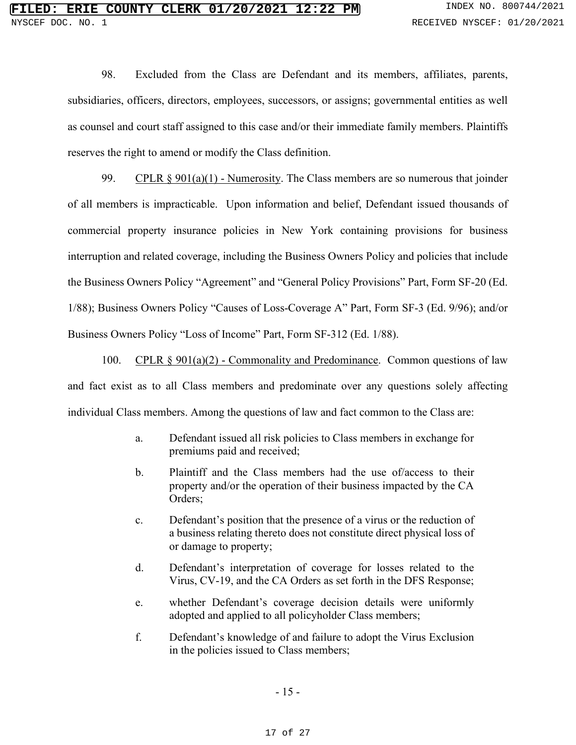98. Excluded from the Class are Defendant and its members, affiliates, parents, subsidiaries, officers, directors, employees, successors, or assigns; governmental entities as well as counsel and court staff assigned to this case and/or their immediate family members. Plaintiffs reserves the right to amend or modify the Class definition.

99. CPLR § 901(a)(1) - Numerosity. The Class members are so numerous that joinder of all members is impracticable. Upon information and belief, Defendant issued thousands of commercial property insurance policies in New York containing provisions for business interruption and related coverage, including the Business Owners Policy and policies that include the Business Owners Policy "Agreement" and "General Policy Provisions" Part, Form SF-20 (Ed. 1/88); Business Owners Policy "Causes of Loss-Coverage A" Part, Form SF-3 (Ed. 9/96); and/or Business Owners Policy "Loss of Income" Part, Form SF-312 (Ed. 1/88).

100. CPLR § 901(a)(2) - Commonality and Predominance. Common questions of law and fact exist as to all Class members and predominate over any questions solely affecting individual Class members. Among the questions of law and fact common to the Class are:

a. Defendant issued all risk policies to Class members in exchange for premiums paid and received;

b. Plaintiff and the Class members had the use of/access to their property and/or the operation of their business impacted by the CA Orders;

c. Defendant's position that the presence of a virus or the reduction of a business relating thereto does not constitute direct physical loss of or damage to property;

d. Defendant's interpretation of coverage for losses related to the Virus, CV-19, and the CA Orders as set forth in the DFS Response;

e. whether Defendant's coverage decision details were uniformly adopted and applied to all policyholder Class members;

f. Defendant's knowledge of and failure to adopt the Virus Exclusion in the policies issued to Class members;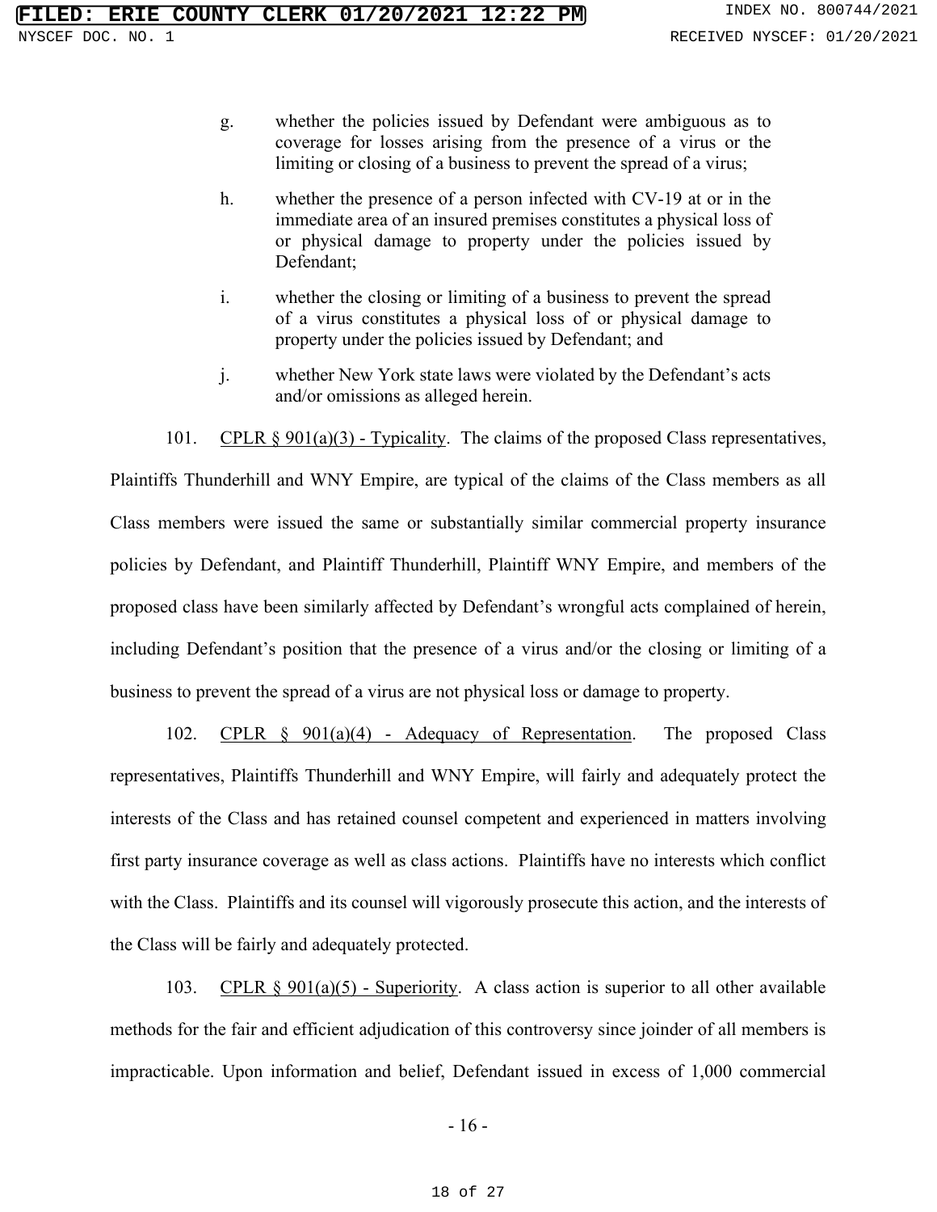g. whether the policies issued by Defendant were ambiguous as to coverage for losses arising from the presence of a virus or the limiting or closing of a business to prevent the spread of a virus;

h. whether the presence of a person infected with CV-19 at or in the immediate area of an insured premises constitutes a physical loss of or physical damage to property under the policies issued by Defendant;

i. whether the closing or limiting of a business to prevent the spread of a virus constitutes a physical loss of or physical damage to property under the policies issued by Defendant; and

j. whether New York state laws were violated by the Defendant's acts and/or omissions as alleged herein.

101. CPLR § 901(a)(3) - Typicality. The claims of the proposed Class representatives, Plaintiffs Thunderhill and WNY Empire, are typical of the claims of the Class members as all Class members were issued the same or substantially similar commercial property insurance policies by Defendant, and Plaintiff Thunderhill, Plaintiff WNY Empire, and members of the proposed class have been similarly affected by Defendant's wrongful acts complained of herein, including Defendant's position that the presence of a virus and/or the closing or limiting of a business to prevent the spread of a virus are not physical loss or damage to property.

102. CPLR § 901(a)(4) - Adequacy of Representation. The proposed Class representatives, Plaintiffs Thunderhill and WNY Empire, will fairly and adequately protect the interests of the Class and has retained counsel competent and experienced in matters involving first party insurance coverage as well as class actions. Plaintiffs have no interests which conflict with the Class. Plaintiffs and its counsel will vigorously prosecute this action, and the interests of the Class will be fairly and adequately protected.

103. CPLR § 901(a)(5) - Superiority. A class action is superior to all other available methods for the fair and efficient adjudication of this controversy since joinder of all members is impracticable. Upon information and belief, Defendant issued in excess of 1,000 commercial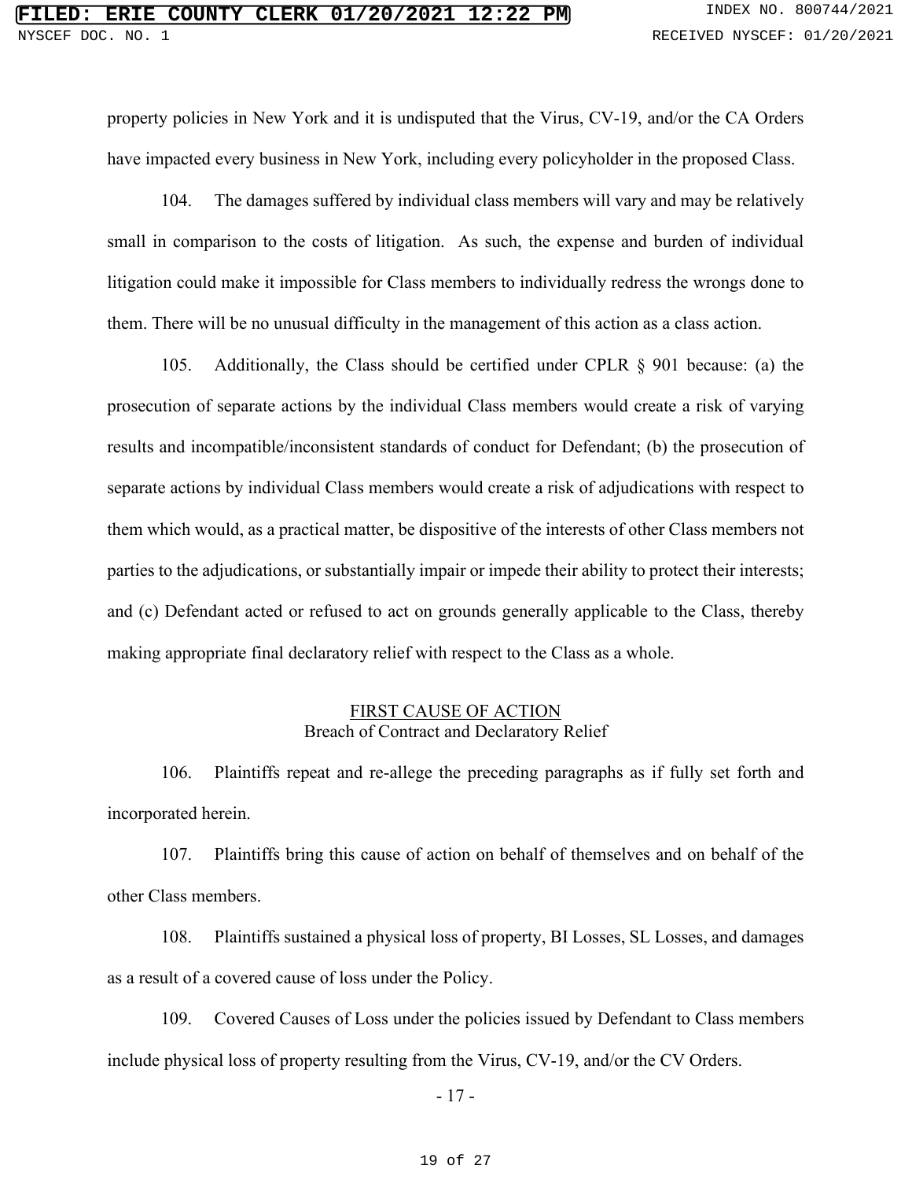property policies in New York and it is undisputed that the Virus, CV-19, and/or the CA Orders have impacted every business in New York, including every policyholder in the proposed Class.

104. The damages suffered by individual class members will vary and may be relatively small in comparison to the costs of litigation. As such, the expense and burden of individual litigation could make it impossible for Class members to individually redress the wrongs done to them. There will be no unusual difficulty in the management of this action as a class action.

105. Additionally, the Class should be certified under CPLR § 901 because: (a) the prosecution of separate actions by the individual Class members would create a risk of varying results and incompatible/inconsistent standards of conduct for Defendant; (b) the prosecution of separate actions by individual Class members would create a risk of adjudications with respect to them which would, as a practical matter, be dispositive of the interests of other Class members not parties to the adjudications, or substantially impair or impede their ability to protect their interests; and (c) Defendant acted or refused to act on grounds generally applicable to the Class, thereby making appropriate final declaratory relief with respect to the Class as a whole.

## FIRST CAUSE OF ACTION
### Breach of Contract and Declaratory Relief

106. Plaintiffs repeat and re-allege the preceding paragraphs as if fully set forth and incorporated herein.

107. Plaintiffs bring this cause of action on behalf of themselves and on behalf of the other Class members.

108. Plaintiffs sustained a physical loss of property, BI Losses, SL Losses, and damages as a result of a covered cause of loss under the Policy.

109. Covered Causes of Loss under the policies issued by Defendant to Class members include physical loss of property resulting from the Virus, CV-19, and/or the CV Orders.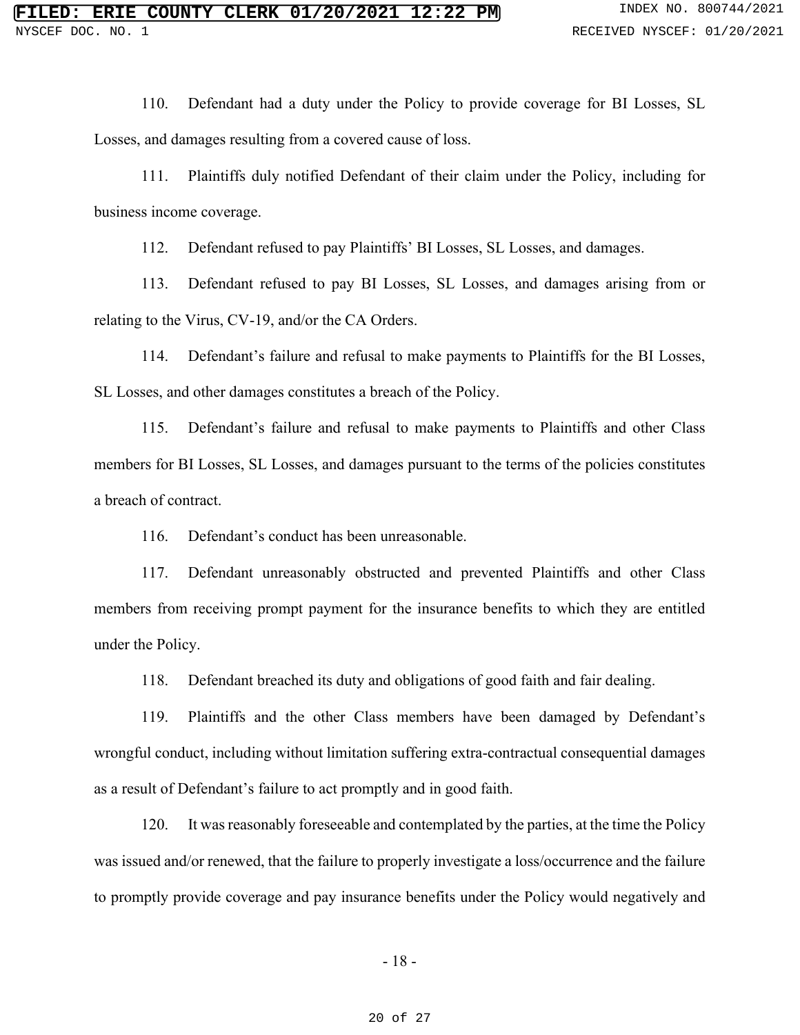110. Defendant had a duty under the Policy to provide coverage for BI Losses, SL Losses, and damages resulting from a covered cause of loss.

111. Plaintiffs duly notified Defendant of their claim under the Policy, including for business income coverage.

112. Defendant refused to pay Plaintiffs' BI Losses, SL Losses, and damages.

113. Defendant refused to pay BI Losses, SL Losses, and damages arising from or relating to the Virus, CV-19, and/or the CA Orders.

114. Defendant's failure and refusal to make payments to Plaintiffs for the BI Losses, SL Losses, and other damages constitutes a breach of the Policy.

115. Defendant's failure and refusal to make payments to Plaintiffs and other Class members for BI Losses, SL Losses, and damages pursuant to the terms of the policies constitutes a breach of contract.

116. Defendant's conduct has been unreasonable.

117. Defendant unreasonably obstructed and prevented Plaintiffs and other Class members from receiving prompt payment for the insurance benefits to which they are entitled under the Policy.

118. Defendant breached its duty and obligations of good faith and fair dealing.

119. Plaintiffs and the other Class members have been damaged by Defendant's wrongful conduct, including without limitation suffering extra-contractual consequential damages as a result of Defendant's failure to act promptly and in good faith.

120. It was reasonably foreseeable and contemplated by the parties, at the time the Policy was issued and/or renewed, that the failure to properly investigate a loss/occurrence and the failure to promptly provide coverage and pay insurance benefits under the Policy would negatively and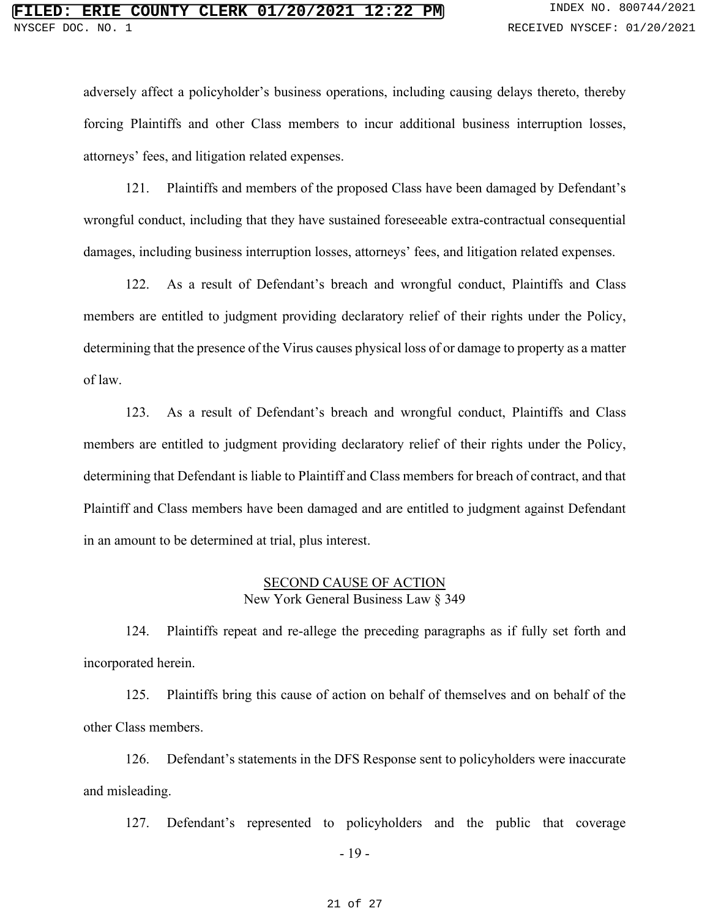adversely affect a policyholder's business operations, including causing delays thereto, thereby forcing Plaintiffs and other Class members to incur additional business interruption losses, attorneys' fees, and litigation related expenses.

121. Plaintiffs and members of the proposed Class have been damaged by Defendant's wrongful conduct, including that they have sustained foreseeable extra-contractual consequential damages, including business interruption losses, attorneys' fees, and litigation related expenses.

122. As a result of Defendant's breach and wrongful conduct, Plaintiffs and Class members are entitled to judgment providing declaratory relief of their rights under the Policy, determining that the presence of the Virus causes physical loss of or damage to property as a matter of law.

123. As a result of Defendant's breach and wrongful conduct, Plaintiffs and Class members are entitled to judgment providing declaratory relief of their rights under the Policy, determining that Defendant is liable to Plaintiff and Class members for breach of contract, and that Plaintiff and Class members have been damaged and are entitled to judgment against Defendant in an amount to be determined at trial, plus interest.

## SECOND CAUSE OF ACTION
New York General Business Law § 349

124. Plaintiffs repeat and re-allege the preceding paragraphs as if fully set forth and incorporated herein.

125. Plaintiffs bring this cause of action on behalf of themselves and on behalf of the other Class members.

126. Defendant's statements in the DFS Response sent to policyholders were inaccurate and misleading.

127. Defendant's represented to policyholders and the public that coverage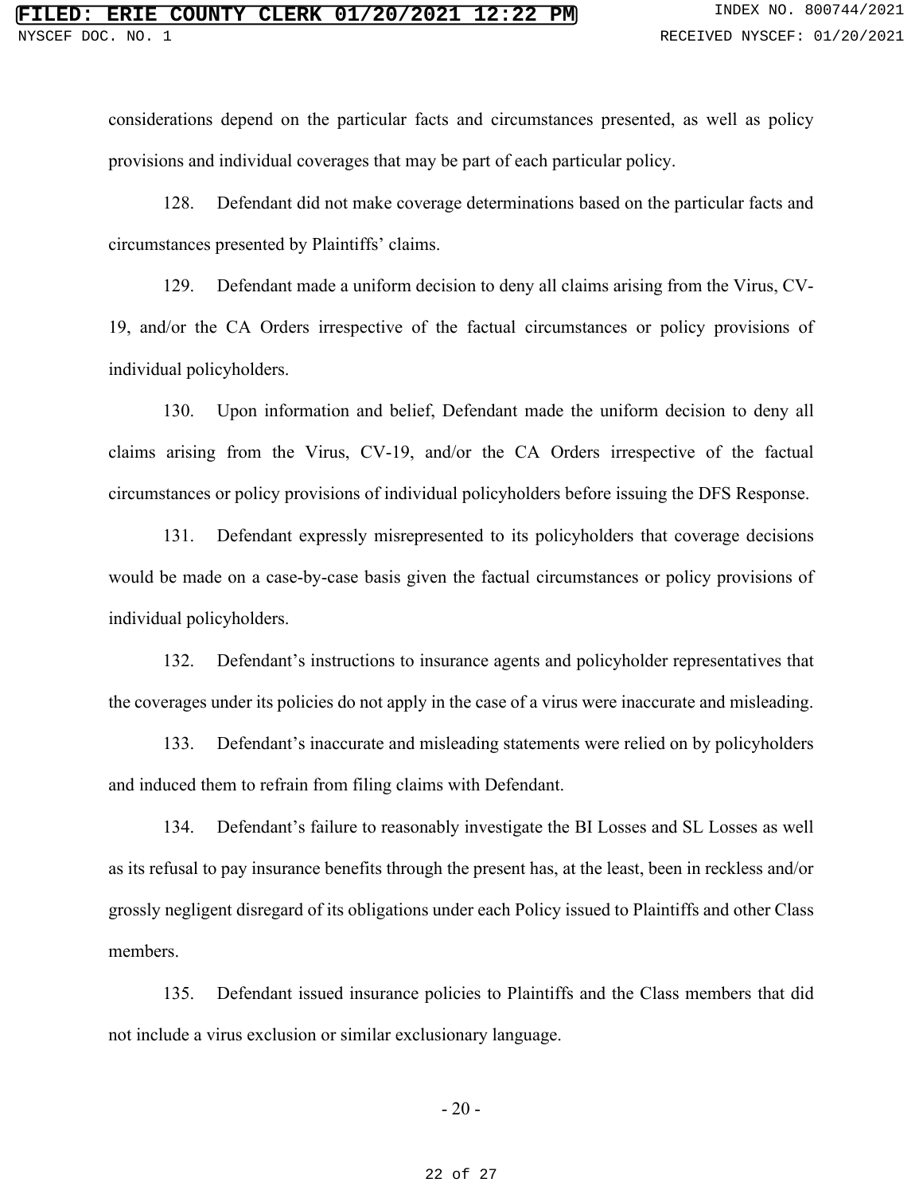considerations depend on the particular facts and circumstances presented, as well as policy provisions and individual coverages that may be part of each particular policy.

128. Defendant did not make coverage determinations based on the particular facts and circumstances presented by Plaintiffs' claims.

129. Defendant made a uniform decision to deny all claims arising from the Virus, CV-19, and/or the CA Orders irrespective of the factual circumstances or policy provisions of individual policyholders.

130. Upon information and belief, Defendant made the uniform decision to deny all claims arising from the Virus, CV-19, and/or the CA Orders irrespective of the factual circumstances or policy provisions of individual policyholders before issuing the DFS Response.

131. Defendant expressly misrepresented to its policyholders that coverage decisions would be made on a case-by-case basis given the factual circumstances or policy provisions of individual policyholders.

132. Defendant's instructions to insurance agents and policyholder representatives that the coverages under its policies do not apply in the case of a virus were inaccurate and misleading.

133. Defendant's inaccurate and misleading statements were relied on by policyholders and induced them to refrain from filing claims with Defendant.

134. Defendant's failure to reasonably investigate the BI Losses and SL Losses as well as its refusal to pay insurance benefits through the present has, at the least, been in reckless and/or grossly negligent disregard of its obligations under each Policy issued to Plaintiffs and other Class members.

135. Defendant issued insurance policies to Plaintiffs and the Class members that did not include a virus exclusion or similar exclusionary language.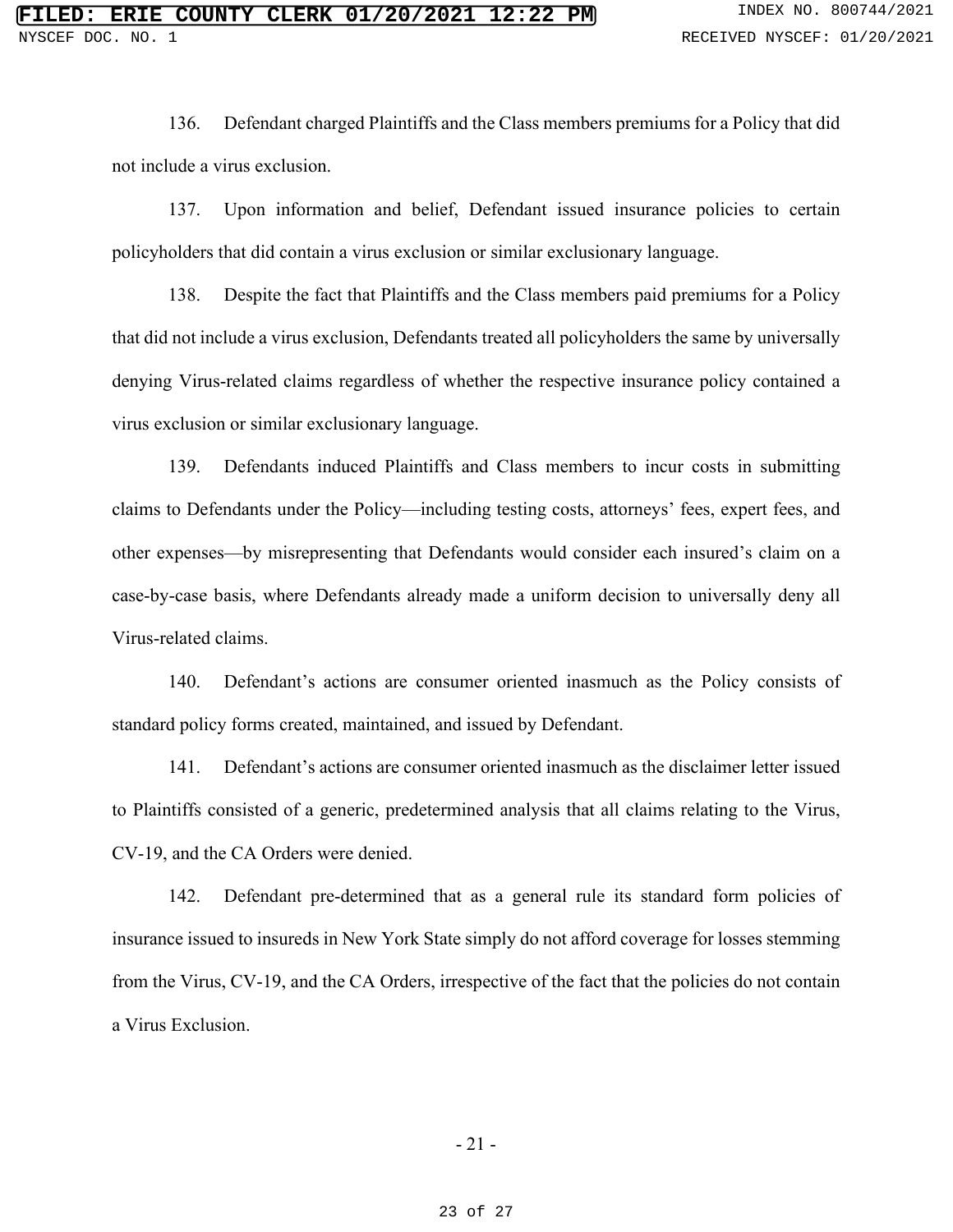136. Defendant charged Plaintiffs and the Class members premiums for a Policy that did not include a virus exclusion.

137. Upon information and belief, Defendant issued insurance policies to certain policyholders that did contain a virus exclusion or similar exclusionary language.

138. Despite the fact that Plaintiffs and the Class members paid premiums for a Policy that did not include a virus exclusion, Defendants treated all policyholders the same by universally denying Virus-related claims regardless of whether the respective insurance policy contained a virus exclusion or similar exclusionary language.

139. Defendants induced Plaintiffs and Class members to incur costs in submitting claims to Defendants under the Policy—including testing costs, attorneys' fees, expert fees, and other expenses—by misrepresenting that Defendants would consider each insured's claim on a case-by-case basis, where Defendants already made a uniform decision to universally deny all Virus-related claims.

140. Defendant's actions are consumer oriented inasmuch as the Policy consists of standard policy forms created, maintained, and issued by Defendant.

141. Defendant's actions are consumer oriented inasmuch as the disclaimer letter issued to Plaintiffs consisted of a generic, predetermined analysis that all claims relating to the Virus, CV-19, and the CA Orders were denied.

142. Defendant pre-determined that as a general rule its standard form policies of insurance issued to insureds in New York State simply do not afford coverage for losses stemming from the Virus, CV-19, and the CA Orders, irrespective of the fact that the policies do not contain a Virus Exclusion.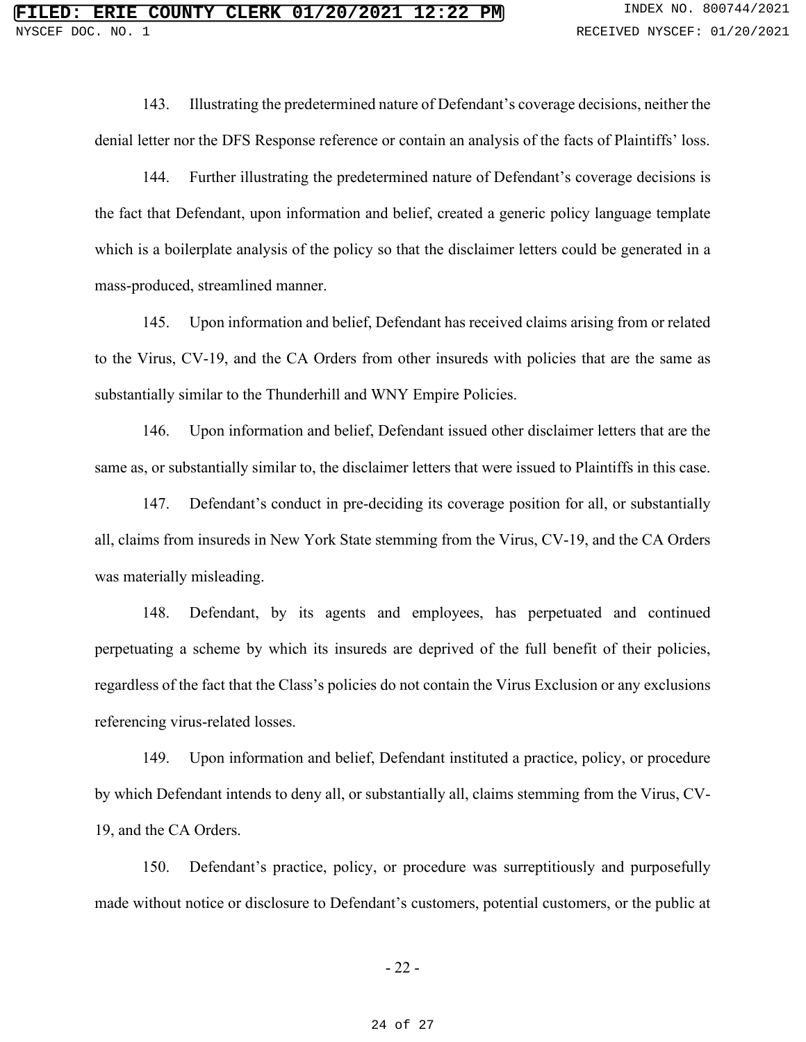143. Illustrating the predetermined nature of Defendant's coverage decisions, neither the denial letter nor the DFS Response reference or contain an analysis of the facts of Plaintiffs' loss.

144. Further illustrating the predetermined nature of Defendant's coverage decisions is the fact that Defendant, upon information and belief, created a generic policy language template which is a boilerplate analysis of the policy so that the disclaimer letters could be generated in a mass-produced, streamlined manner.

145. Upon information and belief, Defendant has received claims arising from or related to the Virus, CV-19, and the CA Orders from other insureds with policies that are the same as substantially similar to the Thunderhill and WNY Empire Policies.

146. Upon information and belief, Defendant issued other disclaimer letters that are the same as, or substantially similar to, the disclaimer letters that were issued to Plaintiffs in this case.

147. Defendant's conduct in pre-deciding its coverage position for all, or substantially all, claims from insureds in New York State stemming from the Virus, CV-19, and the CA Orders was materially misleading.

148. Defendant, by its agents and employees, has perpetuated and continued perpetuating a scheme by which its insureds are deprived of the full benefit of their policies, regardless of the fact that the Class's policies do not contain the Virus Exclusion or any exclusions referencing virus-related losses.

149. Upon information and belief, Defendant instituted a practice, policy, or procedure by which Defendant intends to deny all, or substantially all, claims stemming from the Virus, CV-19, and the CA Orders.

150. Defendant's practice, policy, or procedure was surreptitiously and purposefully made without notice or disclosure to Defendant's customers, potential customers, or the public at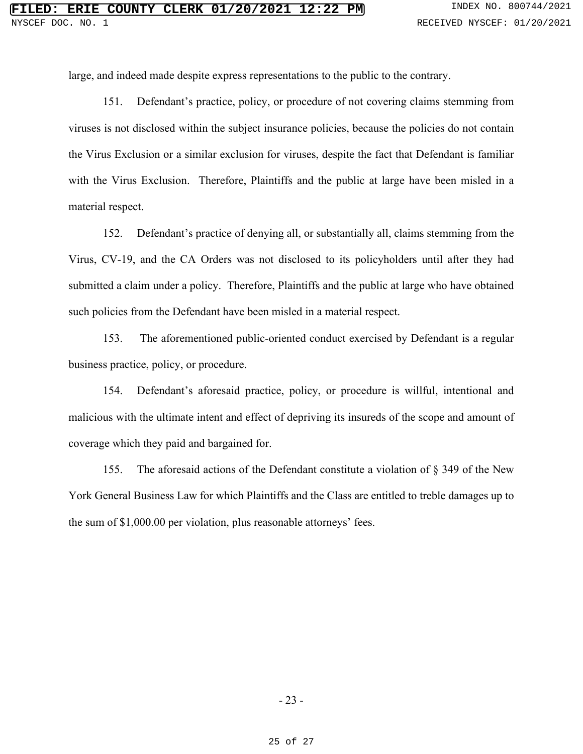large, and indeed made despite express representations to the public to the contrary.

151. Defendant's practice, policy, or procedure of not covering claims stemming from viruses is not disclosed within the subject insurance policies, because the policies do not contain the Virus Exclusion or a similar exclusion for viruses, despite the fact that Defendant is familiar with the Virus Exclusion. Therefore, Plaintiffs and the public at large have been misled in a material respect.

152. Defendant's practice of denying all, or substantially all, claims stemming from the Virus, CV-19, and the CA Orders was not disclosed to its policyholders until after they had submitted a claim under a policy. Therefore, Plaintiffs and the public at large who have obtained such policies from the Defendant have been misled in a material respect.

153. The aforementioned public-oriented conduct exercised by Defendant is a regular business practice, policy, or procedure.

154. Defendant's aforesaid practice, policy, or procedure is willful, intentional and malicious with the ultimate intent and effect of depriving its insureds of the scope and amount of coverage which they paid and bargained for.

155. The aforesaid actions of the Defendant constitute a violation of § 349 of the New York General Business Law for which Plaintiffs and the Class are entitled to treble damages up to the sum of $1,000.00 per violation, plus reasonable attorneys' fees.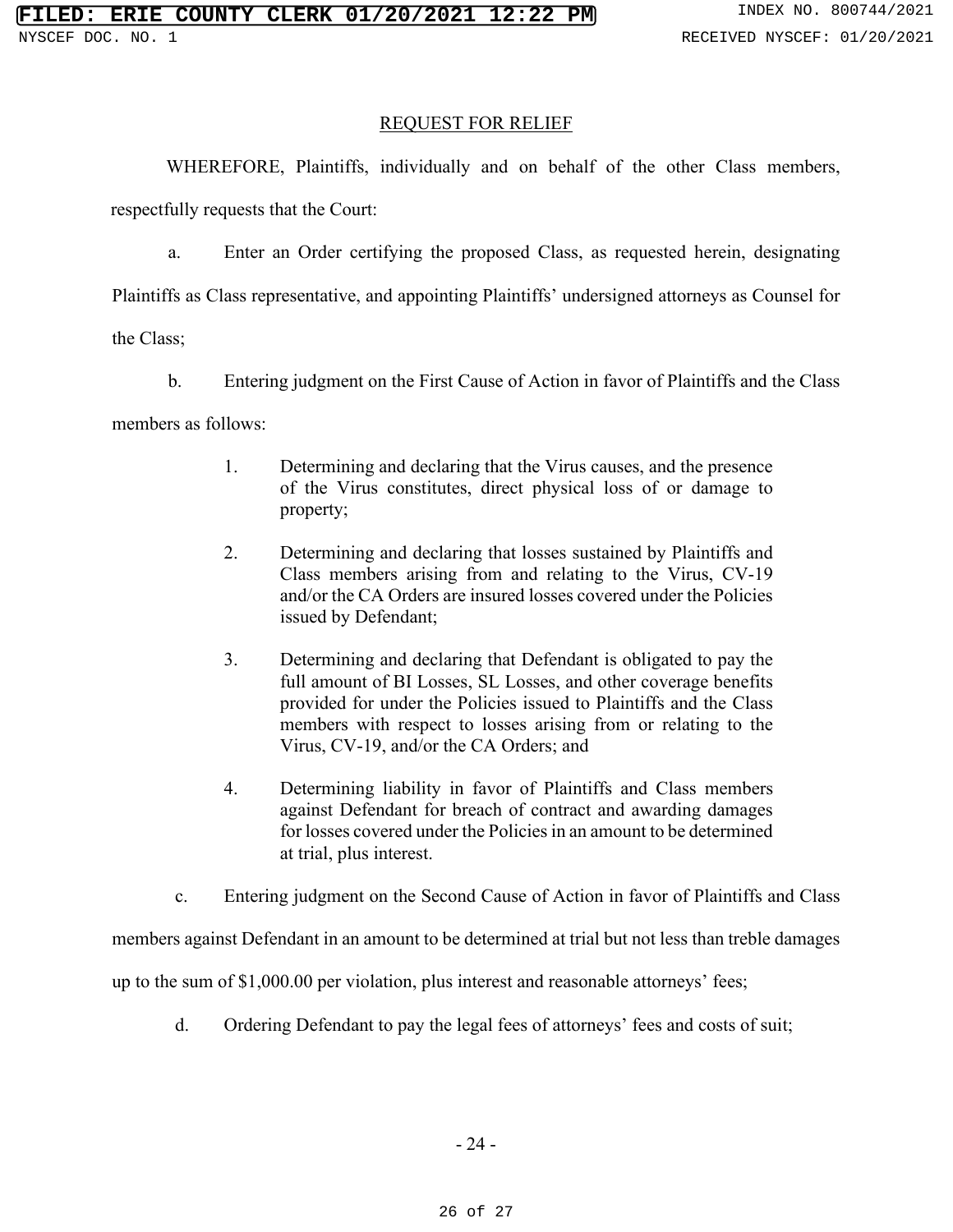## REQUEST FOR RELIEF

WHEREFORE, Plaintiffs, individually and on behalf of the other Class members, respectfully requests that the Court:

a. Enter an Order certifying the proposed Class, as requested herein, designating Plaintiffs as Class representative, and appointing Plaintiffs' undersigned attorneys as Counsel for the Class;

b. Entering judgment on the First Cause of Action in favor of Plaintiffs and the Class members as follows:

> 1. Determining and declaring that the Virus causes, and the presence of the Virus constitutes, direct physical loss of or damage to property;
>
> 2. Determining and declaring that losses sustained by Plaintiffs and Class members arising from and relating to the Virus, CV-19 and/or the CA Orders are insured losses covered under the Policies issued by Defendant;
>
> 3. Determining and declaring that Defendant is obligated to pay the full amount of BI Losses, SL Losses, and other coverage benefits provided for under the Policies issued to Plaintiffs and the Class members with respect to losses arising from or relating to the Virus, CV-19, and/or the CA Orders; and
>
> 4. Determining liability in favor of Plaintiffs and Class members against Defendant for breach of contract and awarding damages for losses covered under the Policies in an amount to be determined at trial, plus interest.

c. Entering judgment on the Second Cause of Action in favor of Plaintiffs and Class members against Defendant in an amount to be determined at trial but not less than treble damages up to the sum of $1,000.00 per violation, plus interest and reasonable attorneys' fees;

d. Ordering Defendant to pay the legal fees of attorneys' fees and costs of suit;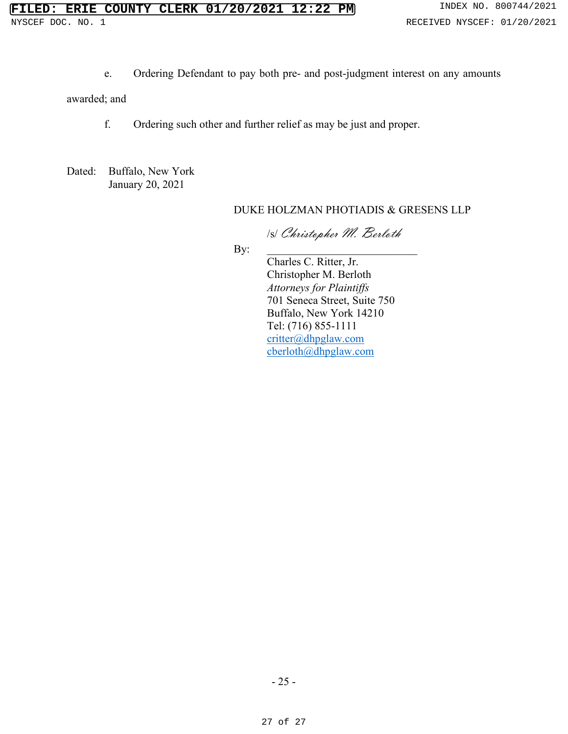e. Ordering Defendant to pay both pre- and post-judgment interest on any amounts awarded; and

f. Ordering such other and further relief as may be just and proper.

Dated: Buffalo, New York
January 20, 2021

DUKE HOLZMAN PHOTIADIS & GRESENS LLP

By: /s/ *Christopher M. Berloth*

Charles C. Ritter, Jr.
Christopher M. Berloth
*Attorneys for Plaintiffs*
701 Seneca Street, Suite 750
Buffalo, New York 14210
Tel: (716) 855-1111
critter@dhpglaw.com
cberloth@dhpglaw.com